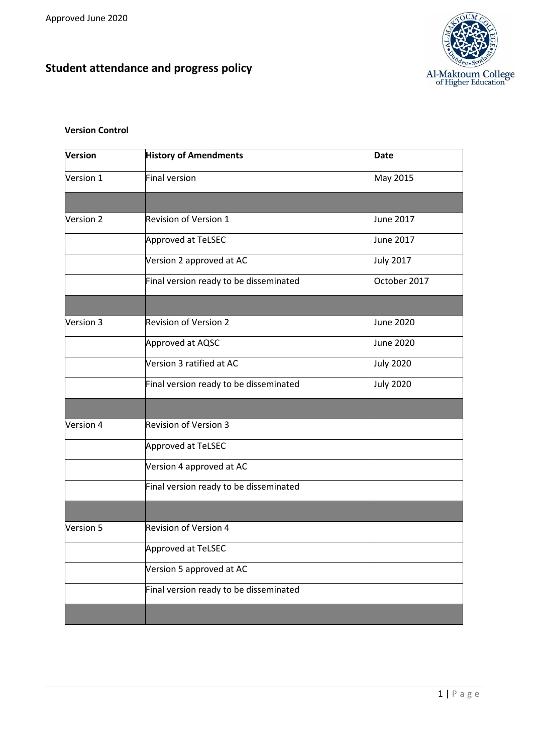Approved June 2020

# Student attendance and progress policy

Al-Maktoum College of Higher Education

**Version Control**

| Version | History of Amendments | Date |
|---|---|---|
| Version 1 | Final version | May 2015 |
| | | |
| Version 2 | Revision of Version 1 | June 2017 |
| | Approved at TeLSEC | June 2017 |
| | Version 2 approved at AC | July 2017 |
| | Final version ready to be disseminated | October 2017 |
| | | |
| Version 3 | Revision of Version 2 | June 2020 |
| | Approved at AQSC | June 2020 |
| | Version 3 ratified at AC | July 2020 |
| | Final version ready to be disseminated | July 2020 |
| | | |
| Version 4 | Revision of Version 3 | |
| | Approved at TeLSEC | |
| | Version 4 approved at AC | |
| | Final version ready to be disseminated | |
| | | |
| Version 5 | Revision of Version 4 | |
| | Approved at TeLSEC | |
| | Version 5 approved at AC | |
| | Final version ready to be disseminated | |
| | | |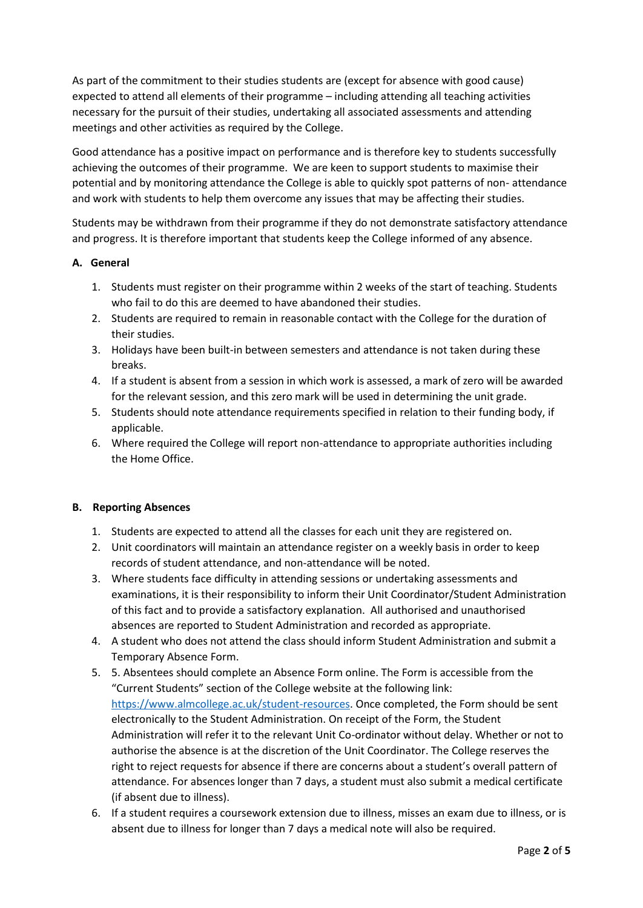As part of the commitment to their studies students are (except for absence with good cause) expected to attend all elements of their programme – including attending all teaching activities necessary for the pursuit of their studies, undertaking all associated assessments and attending meetings and other activities as required by the College.

Good attendance has a positive impact on performance and is therefore key to students successfully achieving the outcomes of their programme. We are keen to support students to maximise their potential and by monitoring attendance the College is able to quickly spot patterns of non- attendance and work with students to help them overcome any issues that may be affecting their studies.

Students may be withdrawn from their programme if they do not demonstrate satisfactory attendance and progress. It is therefore important that students keep the College informed of any absence.

### A. General

1. Students must register on their programme within 2 weeks of the start of teaching. Students who fail to do this are deemed to have abandoned their studies.
2. Students are required to remain in reasonable contact with the College for the duration of their studies.
3. Holidays have been built-in between semesters and attendance is not taken during these breaks.
4. If a student is absent from a session in which work is assessed, a mark of zero will be awarded for the relevant session, and this zero mark will be used in determining the unit grade.
5. Students should note attendance requirements specified in relation to their funding body, if applicable.
6. Where required the College will report non-attendance to appropriate authorities including the Home Office.

### B. Reporting Absences

1. Students are expected to attend all the classes for each unit they are registered on.
2. Unit coordinators will maintain an attendance register on a weekly basis in order to keep records of student attendance, and non-attendance will be noted.
3. Where students face difficulty in attending sessions or undertaking assessments and examinations, it is their responsibility to inform their Unit Coordinator/Student Administration of this fact and to provide a satisfactory explanation. All authorised and unauthorised absences are reported to Student Administration and recorded as appropriate.
4. A student who does not attend the class should inform Student Administration and submit a Temporary Absence Form.
5. 5. Absentees should complete an Absence Form online. The Form is accessible from the "Current Students" section of the College website at the following link: [https://www.almcollege.ac.uk/student-resources](https://www.almcollege.ac.uk/student-resources). Once completed, the Form should be sent electronically to the Student Administration. On receipt of the Form, the Student Administration will refer it to the relevant Unit Co-ordinator without delay. Whether or not to authorise the absence is at the discretion of the Unit Coordinator. The College reserves the right to reject requests for absence if there are concerns about a student's overall pattern of attendance. For absences longer than 7 days, a student must also submit a medical certificate (if absent due to illness).
6. If a student requires a coursework extension due to illness, misses an exam due to illness, or is absent due to illness for longer than 7 days a medical note will also be required.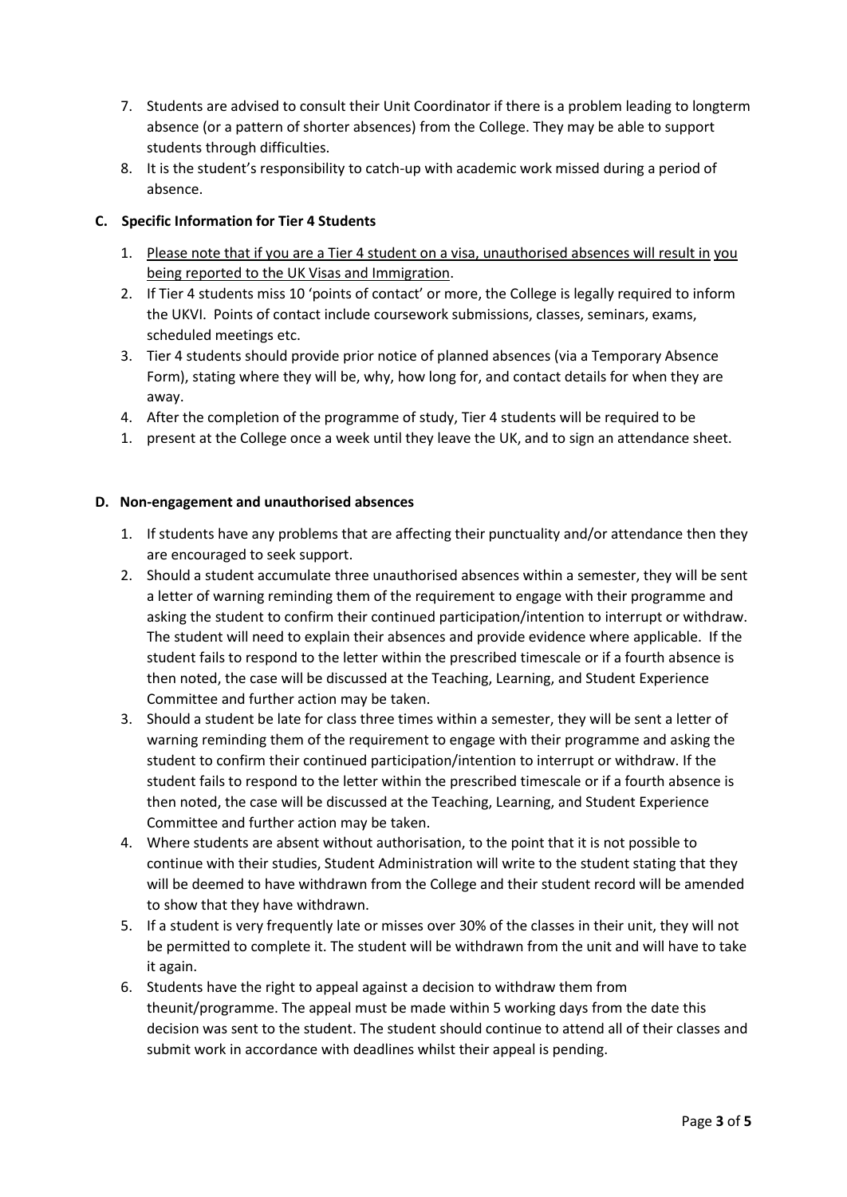7. Students are advised to consult their Unit Coordinator if there is a problem leading to longterm absence (or a pattern of shorter absences) from the College. They may be able to support students through difficulties.
8. It is the student's responsibility to catch-up with academic work missed during a period of absence.

### C. Specific Information for Tier 4 Students

1. Please note that if you are a Tier 4 student on a visa, unauthorised absences will result in you being reported to the UK Visas and Immigration.
2. If Tier 4 students miss 10 'points of contact' or more, the College is legally required to inform the UKVI. Points of contact include coursework submissions, classes, seminars, exams, scheduled meetings etc.
3. Tier 4 students should provide prior notice of planned absences (via a Temporary Absence Form), stating where they will be, why, how long for, and contact details for when they are away.
4. After the completion of the programme of study, Tier 4 students will be required to be
1. present at the College once a week until they leave the UK, and to sign an attendance sheet.

### D. Non-engagement and unauthorised absences

1. If students have any problems that are affecting their punctuality and/or attendance then they are encouraged to seek support.
2. Should a student accumulate three unauthorised absences within a semester, they will be sent a letter of warning reminding them of the requirement to engage with their programme and asking the student to confirm their continued participation/intention to interrupt or withdraw. The student will need to explain their absences and provide evidence where applicable. If the student fails to respond to the letter within the prescribed timescale or if a fourth absence is then noted, the case will be discussed at the Teaching, Learning, and Student Experience Committee and further action may be taken.
3. Should a student be late for class three times within a semester, they will be sent a letter of warning reminding them of the requirement to engage with their programme and asking the student to confirm their continued participation/intention to interrupt or withdraw. If the student fails to respond to the letter within the prescribed timescale or if a fourth absence is then noted, the case will be discussed at the Teaching, Learning, and Student Experience Committee and further action may be taken.
4. Where students are absent without authorisation, to the point that it is not possible to continue with their studies, Student Administration will write to the student stating that they will be deemed to have withdrawn from the College and their student record will be amended to show that they have withdrawn.
5. If a student is very frequently late or misses over 30% of the classes in their unit, they will not be permitted to complete it. The student will be withdrawn from the unit and will have to take it again.
6. Students have the right to appeal against a decision to withdraw them from theunit/programme. The appeal must be made within 5 working days from the date this decision was sent to the student. The student should continue to attend all of their classes and submit work in accordance with deadlines whilst their appeal is pending.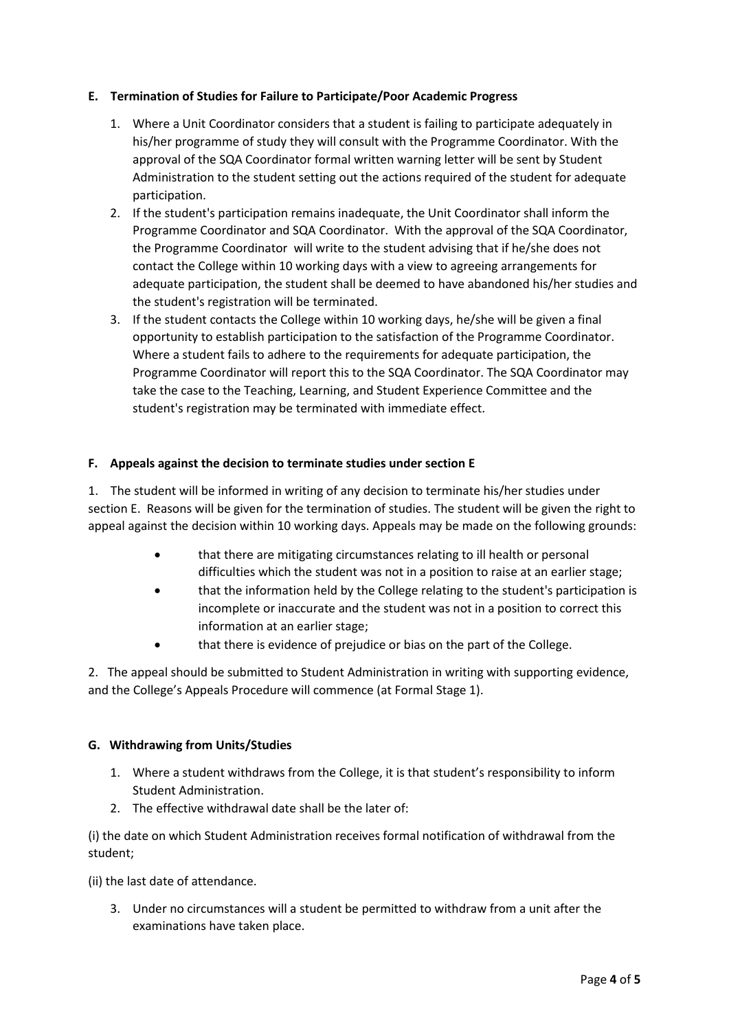## E. Termination of Studies for Failure to Participate/Poor Academic Progress

1. Where a Unit Coordinator considers that a student is failing to participate adequately in his/her programme of study they will consult with the Programme Coordinator. With the approval of the SQA Coordinator formal written warning letter will be sent by Student Administration to the student setting out the actions required of the student for adequate participation.
2. If the student's participation remains inadequate, the Unit Coordinator shall inform the Programme Coordinator and SQA Coordinator. With the approval of the SQA Coordinator, the Programme Coordinator will write to the student advising that if he/she does not contact the College within 10 working days with a view to agreeing arrangements for adequate participation, the student shall be deemed to have abandoned his/her studies and the student's registration will be terminated.
3. If the student contacts the College within 10 working days, he/she will be given a final opportunity to establish participation to the satisfaction of the Programme Coordinator. Where a student fails to adhere to the requirements for adequate participation, the Programme Coordinator will report this to the SQA Coordinator. The SQA Coordinator may take the case to the Teaching, Learning, and Student Experience Committee and the student's registration may be terminated with immediate effect.

## F. Appeals against the decision to terminate studies under section E

1. The student will be informed in writing of any decision to terminate his/her studies under section E. Reasons will be given for the termination of studies. The student will be given the right to appeal against the decision within 10 working days. Appeals may be made on the following grounds:

- that there are mitigating circumstances relating to ill health or personal difficulties which the student was not in a position to raise at an earlier stage;
- that the information held by the College relating to the student's participation is incomplete or inaccurate and the student was not in a position to correct this information at an earlier stage;
- that there is evidence of prejudice or bias on the part of the College.

2. The appeal should be submitted to Student Administration in writing with supporting evidence, and the College's Appeals Procedure will commence (at Formal Stage 1).

## G. Withdrawing from Units/Studies

1. Where a student withdraws from the College, it is that student's responsibility to inform Student Administration.
2. The effective withdrawal date shall be the later of:

(i) the date on which Student Administration receives formal notification of withdrawal from the student;

(ii) the last date of attendance.

3. Under no circumstances will a student be permitted to withdraw from a unit after the examinations have taken place.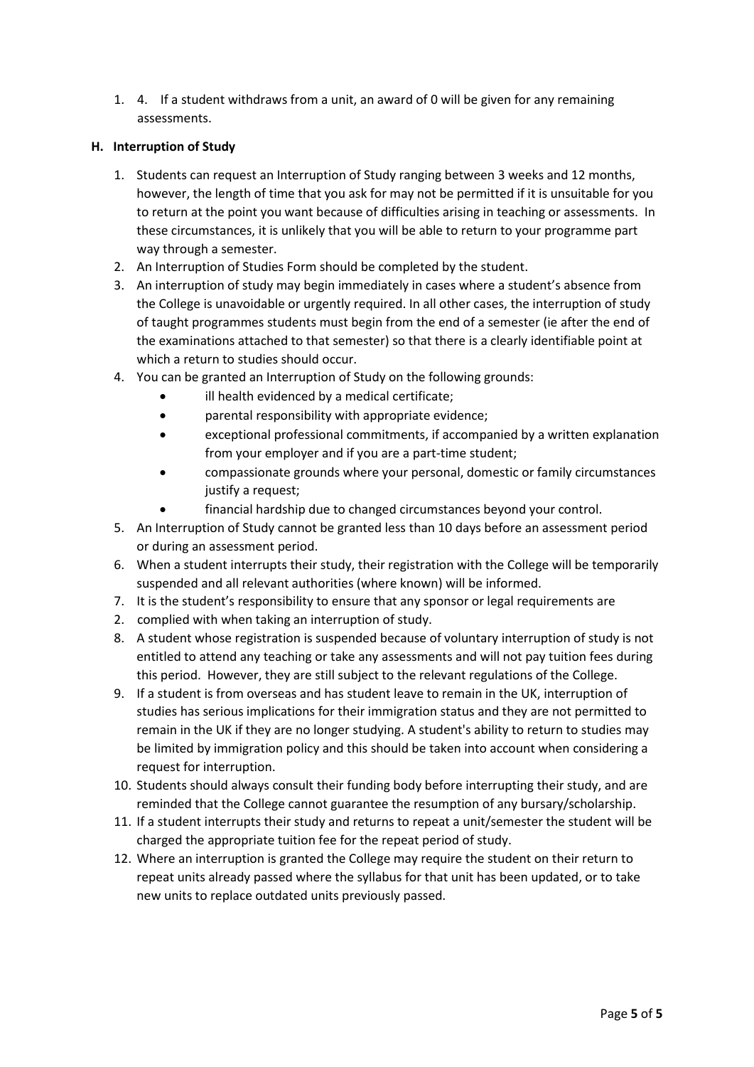1. 4. If a student withdraws from a unit, an award of 0 will be given for any remaining assessments.

**H. Interruption of Study**

1. Students can request an Interruption of Study ranging between 3 weeks and 12 months, however, the length of time that you ask for may not be permitted if it is unsuitable for you to return at the point you want because of difficulties arising in teaching or assessments. In these circumstances, it is unlikely that you will be able to return to your programme part way through a semester.
2. An Interruption of Studies Form should be completed by the student.
3. An interruption of study may begin immediately in cases where a student's absence from the College is unavoidable or urgently required. In all other cases, the interruption of study of taught programmes students must begin from the end of a semester (ie after the end of the examinations attached to that semester) so that there is a clearly identifiable point at which a return to studies should occur.
4. You can be granted an Interruption of Study on the following grounds:
   - ill health evidenced by a medical certificate;
   - parental responsibility with appropriate evidence;
   - exceptional professional commitments, if accompanied by a written explanation from your employer and if you are a part-time student;
   - compassionate grounds where your personal, domestic or family circumstances justify a request;
   - financial hardship due to changed circumstances beyond your control.
5. An Interruption of Study cannot be granted less than 10 days before an assessment period or during an assessment period.
6. When a student interrupts their study, their registration with the College will be temporarily suspended and all relevant authorities (where known) will be informed.
7. It is the student's responsibility to ensure that any sponsor or legal requirements are
2. complied with when taking an interruption of study.
8. A student whose registration is suspended because of voluntary interruption of study is not entitled to attend any teaching or take any assessments and will not pay tuition fees during this period. However, they are still subject to the relevant regulations of the College.
9. If a student is from overseas and has student leave to remain in the UK, interruption of studies has serious implications for their immigration status and they are not permitted to remain in the UK if they are no longer studying. A student's ability to return to studies may be limited by immigration policy and this should be taken into account when considering a request for interruption.
10. Students should always consult their funding body before interrupting their study, and are reminded that the College cannot guarantee the resumption of any bursary/scholarship.
11. If a student interrupts their study and returns to repeat a unit/semester the student will be charged the appropriate tuition fee for the repeat period of study.
12. Where an interruption is granted the College may require the student on their return to repeat units already passed where the syllabus for that unit has been updated, or to take new units to replace outdated units previously passed.